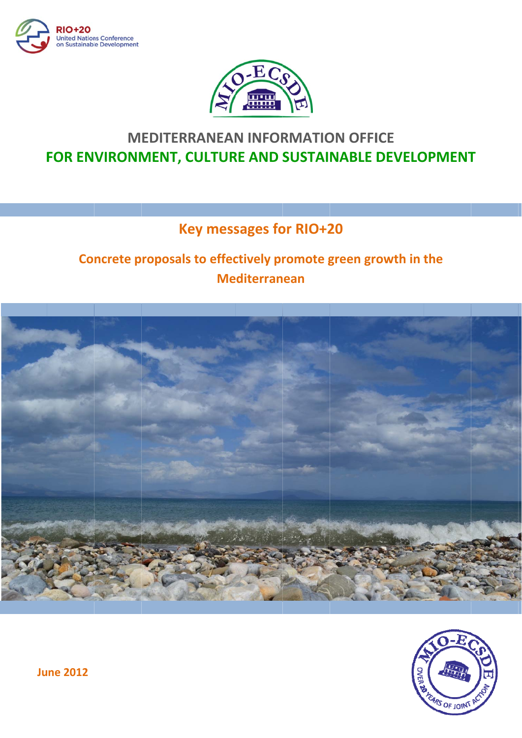RIO+20
United Nations Conference on Sustainable Development

# MEDITERRANEAN INFORMATION OFFICE FOR ENVIRONMENT, CULTURE AND SUSTAINABLE DEVELOPMENT

## Key messages for RIO+20

## Concrete proposals to effectively promote green growth in the Mediterranean

June 2012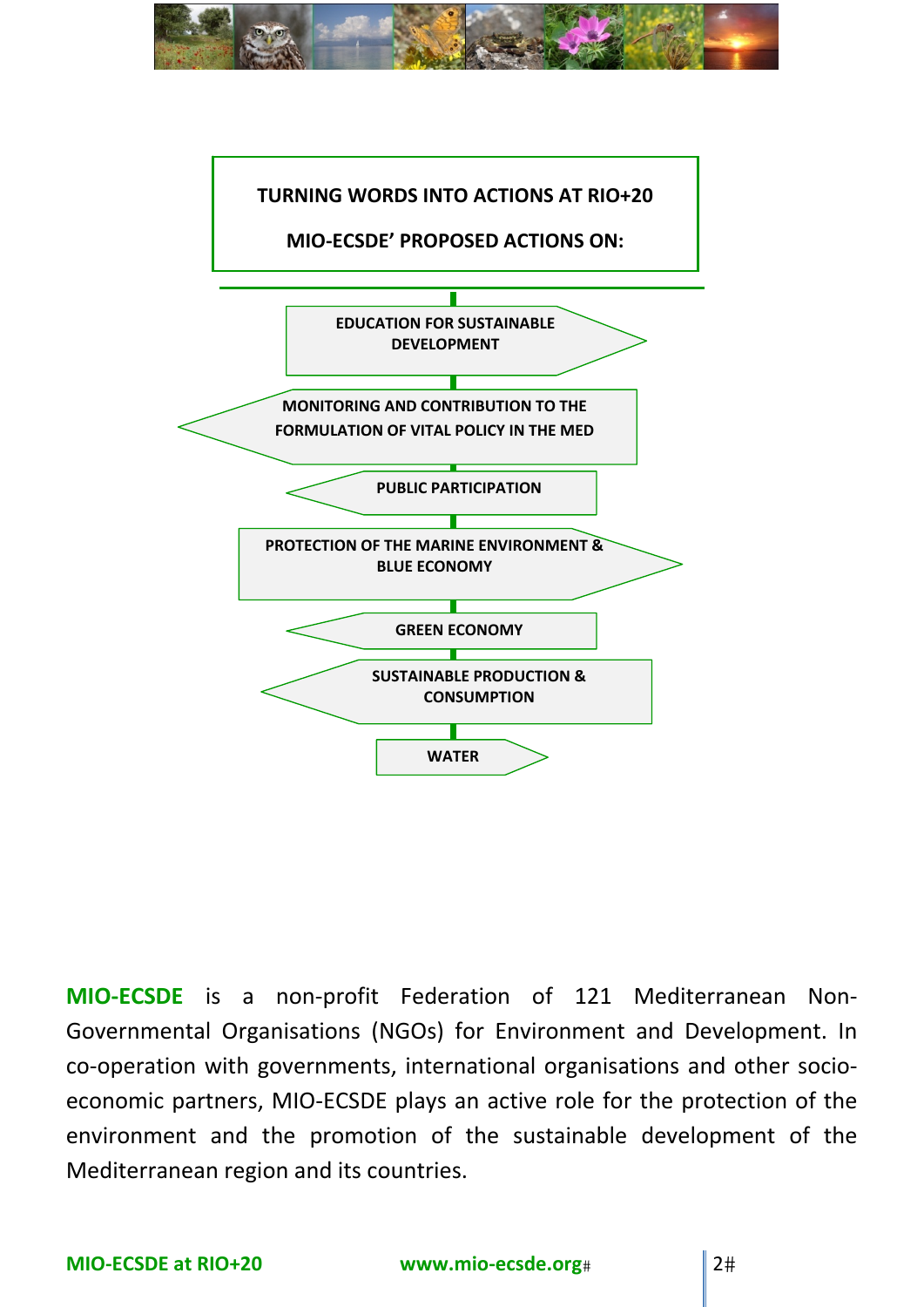**TURNING WORDS INTO ACTIONS AT RIO+20**

**MIO-ECSDE' PROPOSED ACTIONS ON:**

- **EDUCATION FOR SUSTAINABLE DEVELOPMENT**
- **MONITORING AND CONTRIBUTION TO THE FORMULATION OF VITAL POLICY IN THE MED**
- **PUBLIC PARTICIPATION**
- **PROTECTION OF THE MARINE ENVIRONMENT & BLUE ECONOMY**
- **GREEN ECONOMY**
- **SUSTAINABLE PRODUCTION & CONSUMPTION**
- **WATER**

**MIO-ECSDE** is a non-profit Federation of 121 Mediterranean Non-Governmental Organisations (NGOs) for Environment and Development. In co-operation with governments, international organisations and other socio-economic partners, MIO-ECSDE plays an active role for the protection of the environment and the promotion of the sustainable development of the Mediterranean region and its countries.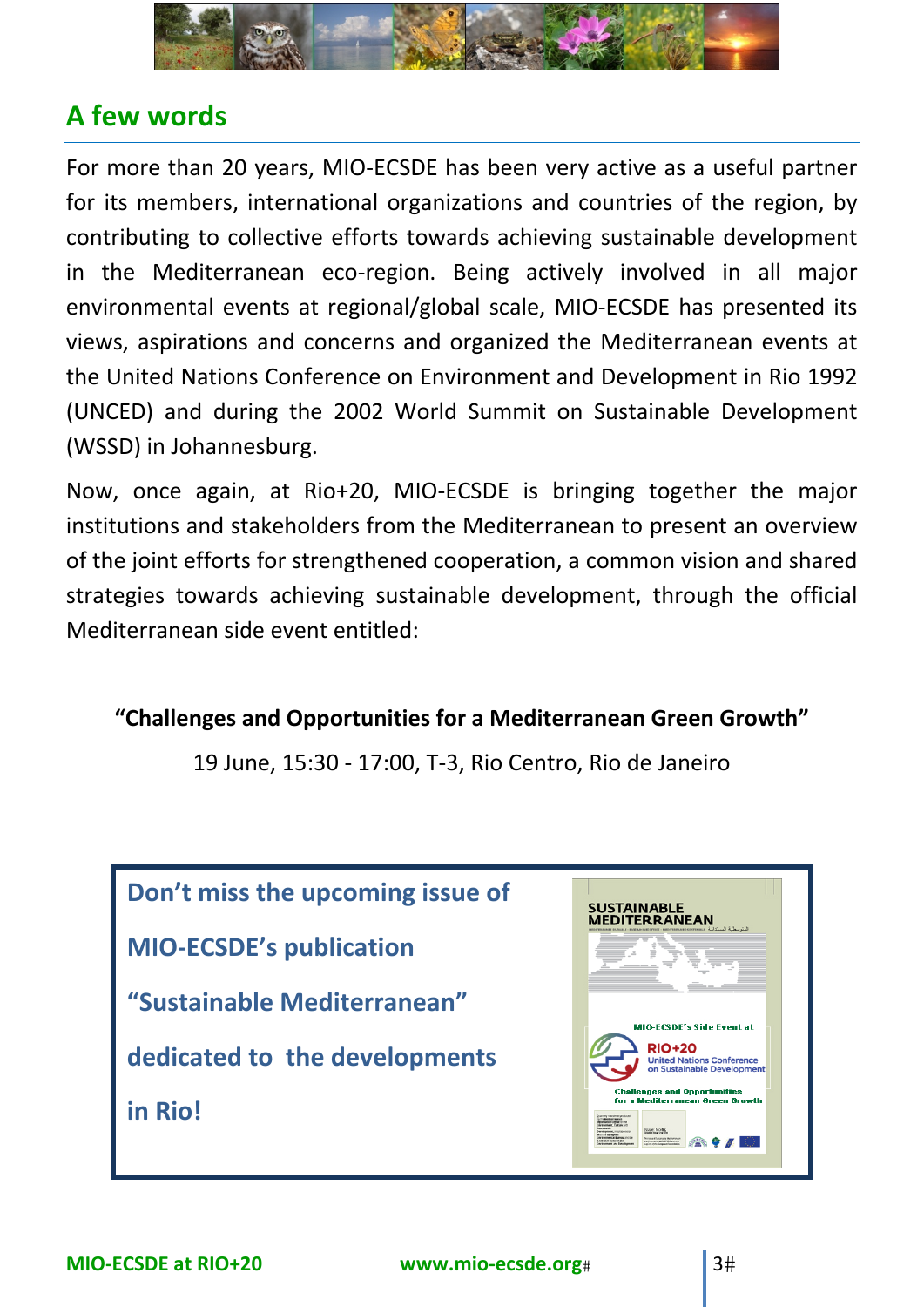## A few words

For more than 20 years, MIO-ECSDE has been very active as a useful partner for its members, international organizations and countries of the region, by contributing to collective efforts towards achieving sustainable development in the Mediterranean eco-region. Being actively involved in all major environmental events at regional/global scale, MIO-ECSDE has presented its views, aspirations and concerns and organized the Mediterranean events at the United Nations Conference on Environment and Development in Rio 1992 (UNCED) and during the 2002 World Summit on Sustainable Development (WSSD) in Johannesburg.

Now, once again, at Rio+20, MIO-ECSDE is bringing together the major institutions and stakeholders from the Mediterranean to present an overview of the joint efforts for strengthened cooperation, a common vision and shared strategies towards achieving sustainable development, through the official Mediterranean side event entitled:

**"Challenges and Opportunities for a Mediterranean Green Growth"**

19 June, 15:30 - 17:00, T-3, Rio Centro, Rio de Janeiro

**Don't miss the upcoming issue of MIO-ECSDE's publication "Sustainable Mediterranean" dedicated to the developments in Rio!**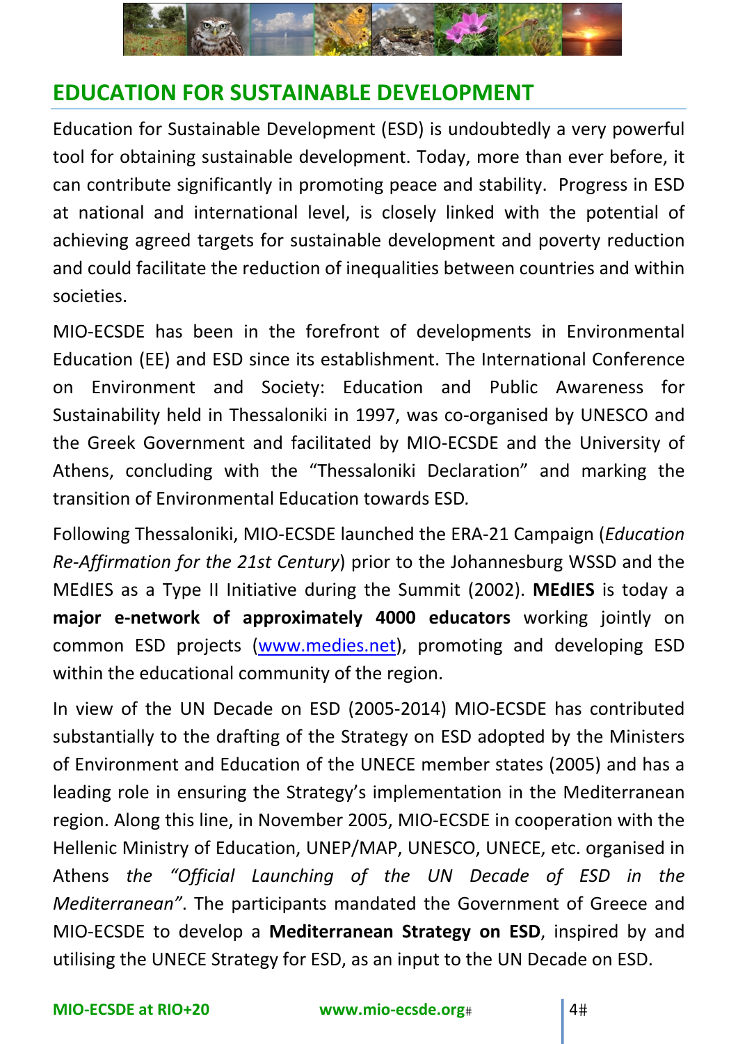## EDUCATION FOR SUSTAINABLE DEVELOPMENT

Education for Sustainable Development (ESD) is undoubtedly a very powerful tool for obtaining sustainable development. Today, more than ever before, it can contribute significantly in promoting peace and stability. Progress in ESD at national and international level, is closely linked with the potential of achieving agreed targets for sustainable development and poverty reduction and could facilitate the reduction of inequalities between countries and within societies.

MIO-ECSDE has been in the forefront of developments in Environmental Education (EE) and ESD since its establishment. The International Conference on Environment and Society: Education and Public Awareness for Sustainability held in Thessaloniki in 1997, was co-organised by UNESCO and the Greek Government and facilitated by MIO-ECSDE and the University of Athens, concluding with the "Thessaloniki Declaration" and marking the transition of Environmental Education towards ESD*.*

Following Thessaloniki, MIO-ECSDE launched the ERA-21 Campaign (*Education Re-Affirmation for the 21st Century*) prior to the Johannesburg WSSD and the MEdIES as a Type II Initiative during the Summit (2002). **MEdIES** is today a **major e-network of approximately 4000 educators** working jointly on common ESD projects (www.medies.net), promoting and developing ESD within the educational community of the region.

In view of the UN Decade on ESD (2005-2014) MIO-ECSDE has contributed substantially to the drafting of the Strategy on ESD adopted by the Ministers of Environment and Education of the UNECE member states (2005) and has a leading role in ensuring the Strategy's implementation in the Mediterranean region. Along this line, in November 2005, MIO-ECSDE in cooperation with the Hellenic Ministry of Education, UNEP/MAP, UNESCO, UNECE, etc. organised in Athens *the "Official Launching of the UN Decade of ESD in the Mediterranean"*. The participants mandated the Government of Greece and MIO-ECSDE to develop a **Mediterranean Strategy on ESD**, inspired by and utilising the UNECE Strategy for ESD, as an input to the UN Decade on ESD.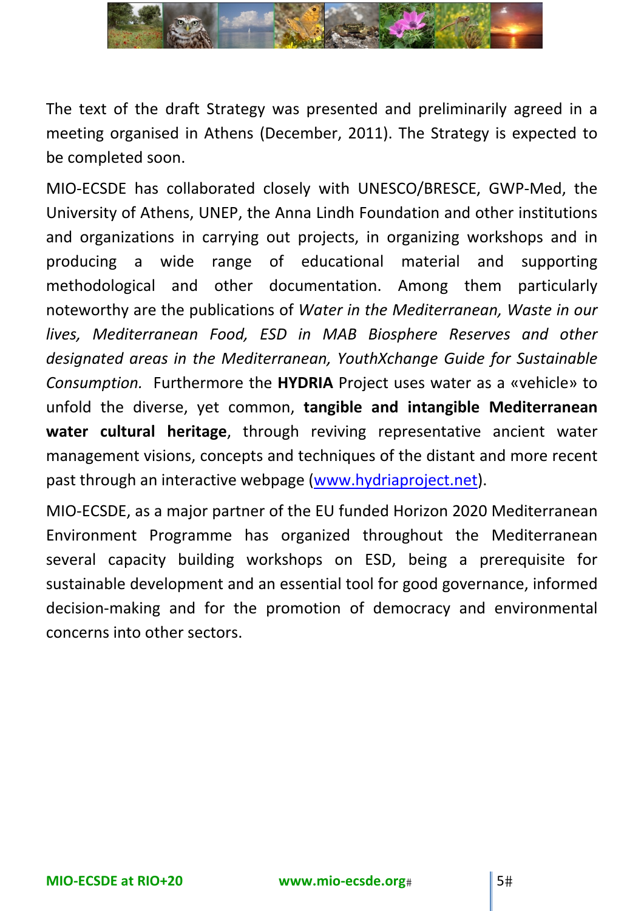The text of the draft Strategy was presented and preliminarily agreed in a meeting organised in Athens (December, 2011). The Strategy is expected to be completed soon.

MIO-ECSDE has collaborated closely with UNESCO/BRESCE, GWP-Med, the University of Athens, UNEP, the Anna Lindh Foundation and other institutions and organizations in carrying out projects, in organizing workshops and in producing a wide range of educational material and supporting methodological and other documentation. Among them particularly noteworthy are the publications of *Water in the Mediterranean, Waste in our lives, Mediterranean Food, ESD in MAB Biosphere Reserves and other designated areas in the Mediterranean, YouthXchange Guide for Sustainable Consumption.* Furthermore the **HYDRIA** Project uses water as a «vehicle» to unfold the diverse, yet common, **tangible and intangible Mediterranean water cultural heritage**, through reviving representative ancient water management visions, concepts and techniques of the distant and more recent past through an interactive webpage ([www.hydriaproject.net](www.hydriaproject.net)).

MIO-ECSDE, as a major partner of the EU funded Horizon 2020 Mediterranean Environment Programme has organized throughout the Mediterranean several capacity building workshops on ESD, being a prerequisite for sustainable development and an essential tool for good governance, informed decision-making and for the promotion of democracy and environmental concerns into other sectors.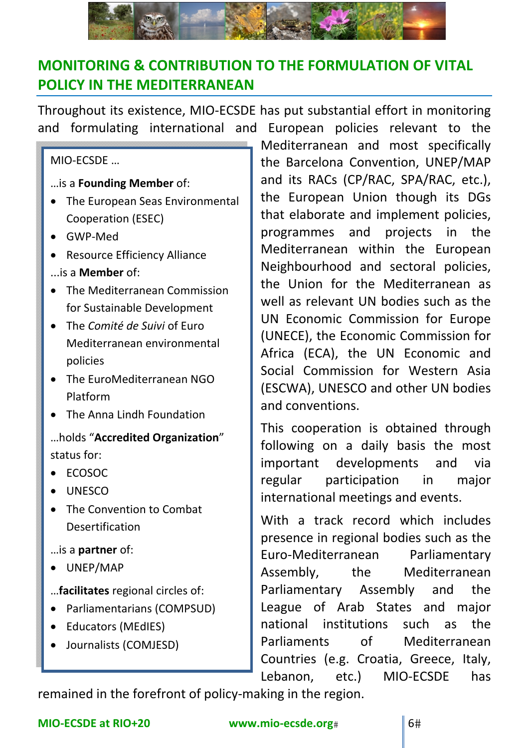## MONITORING & CONTRIBUTION TO THE FORMULATION OF VITAL POLICY IN THE MEDITERRANEAN

Throughout its existence, MIO-ECSDE has put substantial effort in monitoring and formulating international and European policies relevant to the Mediterranean and most specifically the Barcelona Convention, UNEP/MAP and its RACs (CP/RAC, SPA/RAC, etc.), the European Union though its DGs that elaborate and implement policies, programmes and projects in the Mediterranean within the European Neighbourhood and sectoral policies, the Union for the Mediterranean as well as relevant UN bodies such as the UN Economic Commission for Europe (UNECE), the Economic Commission for Africa (ECA), the UN Economic and Social Commission for Western Asia (ESCWA), UNESCO and other UN bodies and conventions.

This cooperation is obtained through following on a daily basis the most important developments and via regular participation in major international meetings and events.

With a track record which includes presence in regional bodies such as the Euro-Mediterranean Parliamentary Assembly, the Mediterranean Parliamentary Assembly and the League of Arab States and major national institutions such as the Parliaments of Mediterranean Countries (e.g. Croatia, Greece, Italy, Lebanon, etc.) MIO-ECSDE has remained in the forefront of policy-making in the region.

MIO-ECSDE …

…is a **Founding Member** of:

- The European Seas Environmental Cooperation (ESEC)
- GWP-Med
- Resource Efficiency Alliance

...is a **Member** of:

- The Mediterranean Commission for Sustainable Development
- The *Comité de Suivi* of Euro Mediterranean environmental policies
- The EuroMediterranean NGO Platform
- The Anna Lindh Foundation

…holds "**Accredited Organization**" status for:

- ECOSOC
- UNESCO
- The Convention to Combat Desertification

…is a **partner** of:

- UNEP/MAP

…**facilitates** regional circles of:

- Parliamentarians (COMPSUD)
- Educators (MEdIES)
- Journalists (COMJESD)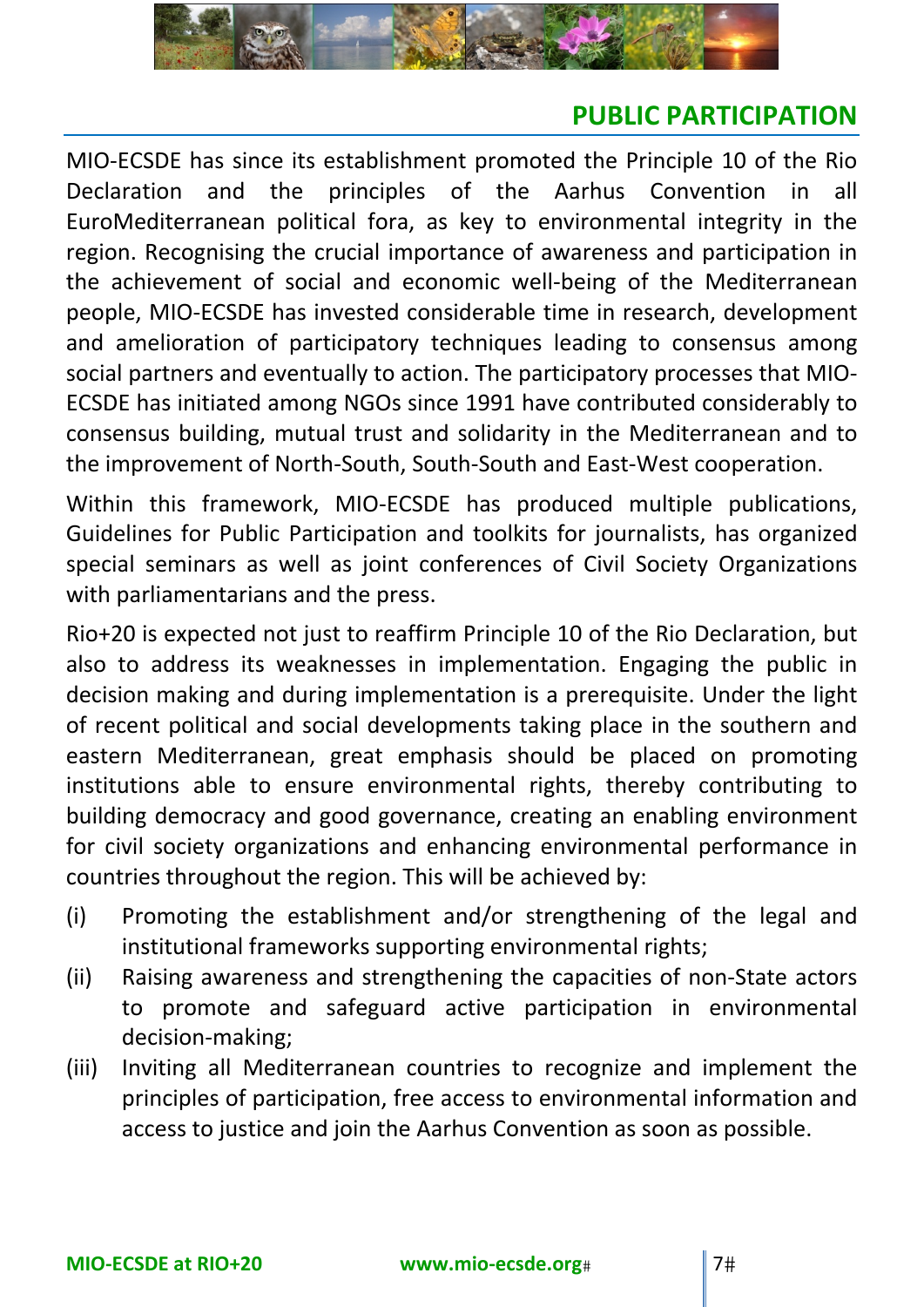## PUBLIC PARTICIPATION

MIO-ECSDE has since its establishment promoted the Principle 10 of the Rio Declaration and the principles of the Aarhus Convention in all EuroMediterranean political fora, as key to environmental integrity in the region. Recognising the crucial importance of awareness and participation in the achievement of social and economic well-being of the Mediterranean people, MIO-ECSDE has invested considerable time in research, development and amelioration of participatory techniques leading to consensus among social partners and eventually to action. The participatory processes that MIO-ECSDE has initiated among NGOs since 1991 have contributed considerably to consensus building, mutual trust and solidarity in the Mediterranean and to the improvement of North-South, South-South and East-West cooperation.

Within this framework, MIO-ECSDE has produced multiple publications, Guidelines for Public Participation and toolkits for journalists, has organized special seminars as well as joint conferences of Civil Society Organizations with parliamentarians and the press.

Rio+20 is expected not just to reaffirm Principle 10 of the Rio Declaration, but also to address its weaknesses in implementation. Engaging the public in decision making and during implementation is a prerequisite. Under the light of recent political and social developments taking place in the southern and eastern Mediterranean, great emphasis should be placed on promoting institutions able to ensure environmental rights, thereby contributing to building democracy and good governance, creating an enabling environment for civil society organizations and enhancing environmental performance in countries throughout the region. This will be achieved by:

(i) Promoting the establishment and/or strengthening of the legal and institutional frameworks supporting environmental rights;

(ii) Raising awareness and strengthening the capacities of non-State actors to promote and safeguard active participation in environmental decision-making;

(iii) Inviting all Mediterranean countries to recognize and implement the principles of participation, free access to environmental information and access to justice and join the Aarhus Convention as soon as possible.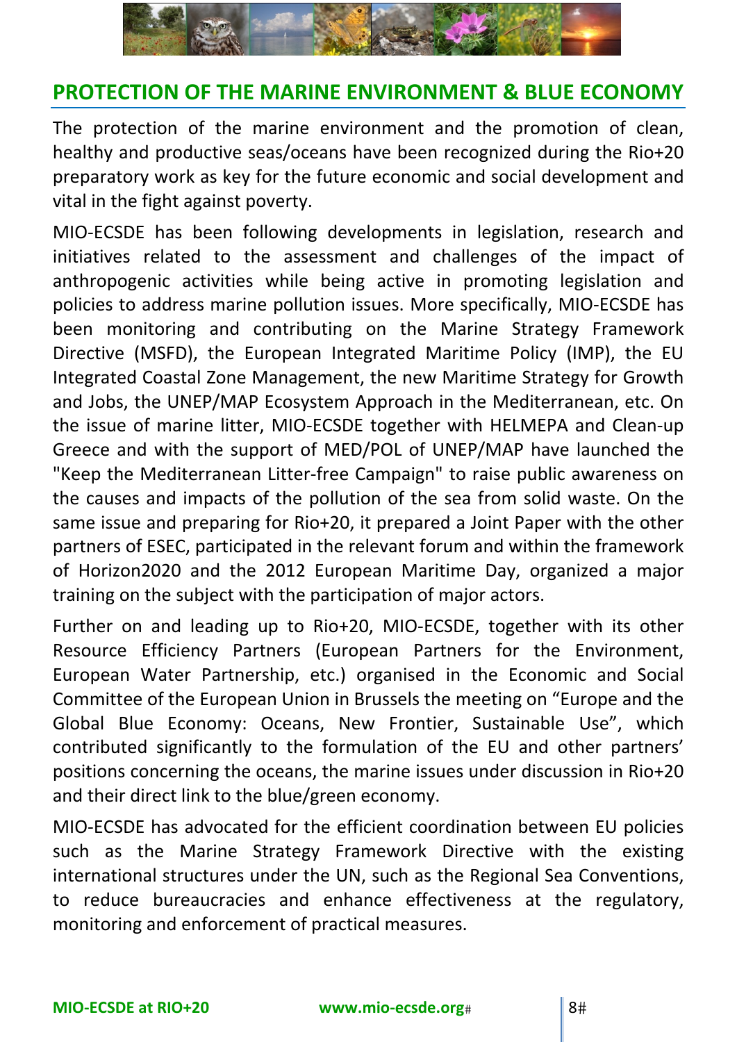## PROTECTION OF THE MARINE ENVIRONMENT & BLUE ECONOMY

The protection of the marine environment and the promotion of clean, healthy and productive seas/oceans have been recognized during the Rio+20 preparatory work as key for the future economic and social development and vital in the fight against poverty.

MIO-ECSDE has been following developments in legislation, research and initiatives related to the assessment and challenges of the impact of anthropogenic activities while being active in promoting legislation and policies to address marine pollution issues. More specifically, MIO-ECSDE has been monitoring and contributing on the Marine Strategy Framework Directive (MSFD), the European Integrated Maritime Policy (IMP), the EU Integrated Coastal Zone Management, the new Maritime Strategy for Growth and Jobs, the UNEP/MAP Ecosystem Approach in the Mediterranean, etc. On the issue of marine litter, MIO-ECSDE together with HELMEPA and Clean-up Greece and with the support of MED/POL of UNEP/MAP have launched the "Keep the Mediterranean Litter-free Campaign" to raise public awareness on the causes and impacts of the pollution of the sea from solid waste. On the same issue and preparing for Rio+20, it prepared a Joint Paper with the other partners of ESEC, participated in the relevant forum and within the framework of Horizon2020 and the 2012 European Maritime Day, organized a major training on the subject with the participation of major actors.

Further on and leading up to Rio+20, MIO-ECSDE, together with its other Resource Efficiency Partners (European Partners for the Environment, European Water Partnership, etc.) organised in the Economic and Social Committee of the European Union in Brussels the meeting on “Europe and the Global Blue Economy: Oceans, New Frontier, Sustainable Use”, which contributed significantly to the formulation of the EU and other partners’ positions concerning the oceans, the marine issues under discussion in Rio+20 and their direct link to the blue/green economy.

MIO-ECSDE has advocated for the efficient coordination between EU policies such as the Marine Strategy Framework Directive with the existing international structures under the UN, such as the Regional Sea Conventions, to reduce bureaucracies and enhance effectiveness at the regulatory, monitoring and enforcement of practical measures.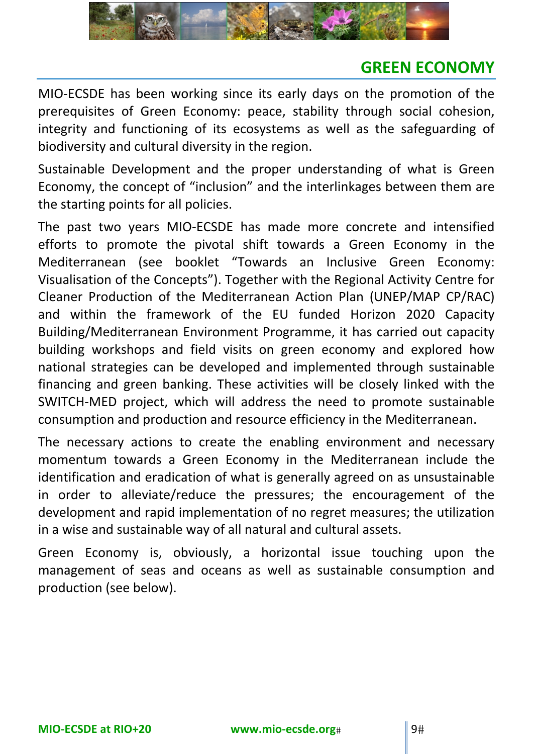## GREEN ECONOMY

MIO-ECSDE has been working since its early days on the promotion of the prerequisites of Green Economy: peace, stability through social cohesion, integrity and functioning of its ecosystems as well as the safeguarding of biodiversity and cultural diversity in the region.

Sustainable Development and the proper understanding of what is Green Economy, the concept of "inclusion" and the interlinkages between them are the starting points for all policies.

The past two years MIO-ECSDE has made more concrete and intensified efforts to promote the pivotal shift towards a Green Economy in the Mediterranean (see booklet "Towards an Inclusive Green Economy: Visualisation of the Concepts"). Together with the Regional Activity Centre for Cleaner Production of the Mediterranean Action Plan (UNEP/MAP CP/RAC) and within the framework of the EU funded Horizon 2020 Capacity Building/Mediterranean Environment Programme, it has carried out capacity building workshops and field visits on green economy and explored how national strategies can be developed and implemented through sustainable financing and green banking. These activities will be closely linked with the SWITCH-MED project, which will address the need to promote sustainable consumption and production and resource efficiency in the Mediterranean.

The necessary actions to create the enabling environment and necessary momentum towards a Green Economy in the Mediterranean include the identification and eradication of what is generally agreed on as unsustainable in order to alleviate/reduce the pressures; the encouragement of the development and rapid implementation of no regret measures; the utilization in a wise and sustainable way of all natural and cultural assets.

Green Economy is, obviously, a horizontal issue touching upon the management of seas and oceans as well as sustainable consumption and production (see below).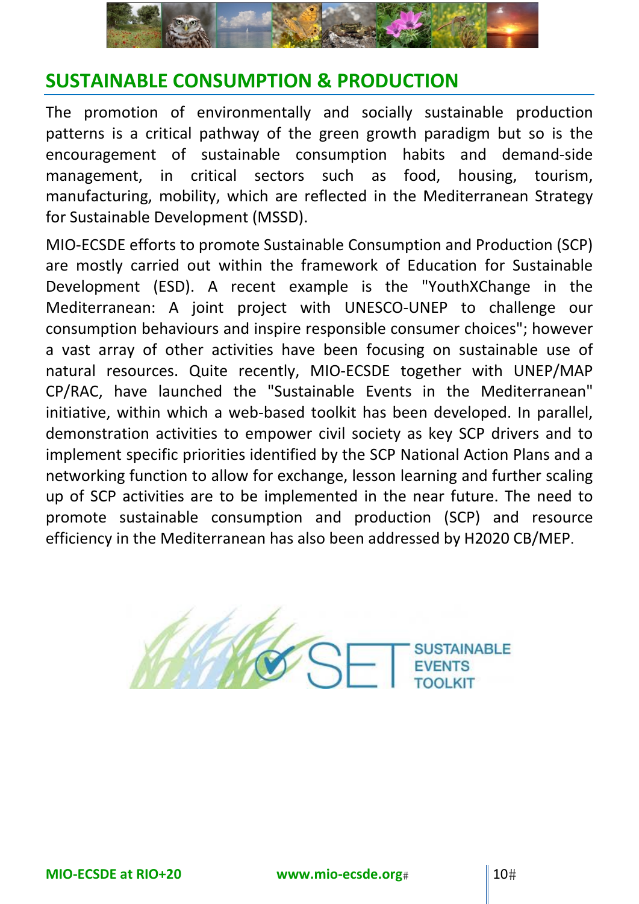## SUSTAINABLE CONSUMPTION & PRODUCTION

The promotion of environmentally and socially sustainable production patterns is a critical pathway of the green growth paradigm but so is the encouragement of sustainable consumption habits and demand-side management, in critical sectors such as food, housing, tourism, manufacturing, mobility, which are reflected in the Mediterranean Strategy for Sustainable Development (MSSD).

MIO-ECSDE efforts to promote Sustainable Consumption and Production (SCP) are mostly carried out within the framework of Education for Sustainable Development (ESD). A recent example is the "YouthXChange in the Mediterranean: A joint project with UNESCO-UNEP to challenge our consumption behaviours and inspire responsible consumer choices"; however a vast array of other activities have been focusing on sustainable use of natural resources. Quite recently, MIO-ECSDE together with UNEP/MAP CP/RAC, have launched the "Sustainable Events in the Mediterranean" initiative, within which a web-based toolkit has been developed. In parallel, demonstration activities to empower civil society as key SCP drivers and to implement specific priorities identified by the SCP National Action Plans and a networking function to allow for exchange, lesson learning and further scaling up of SCP activities are to be implemented in the near future. The need to promote sustainable consumption and production (SCP) and resource efficiency in the Mediterranean has also been addressed by H2020 CB/MEP.

SET SUSTAINABLE EVENTS TOOLKIT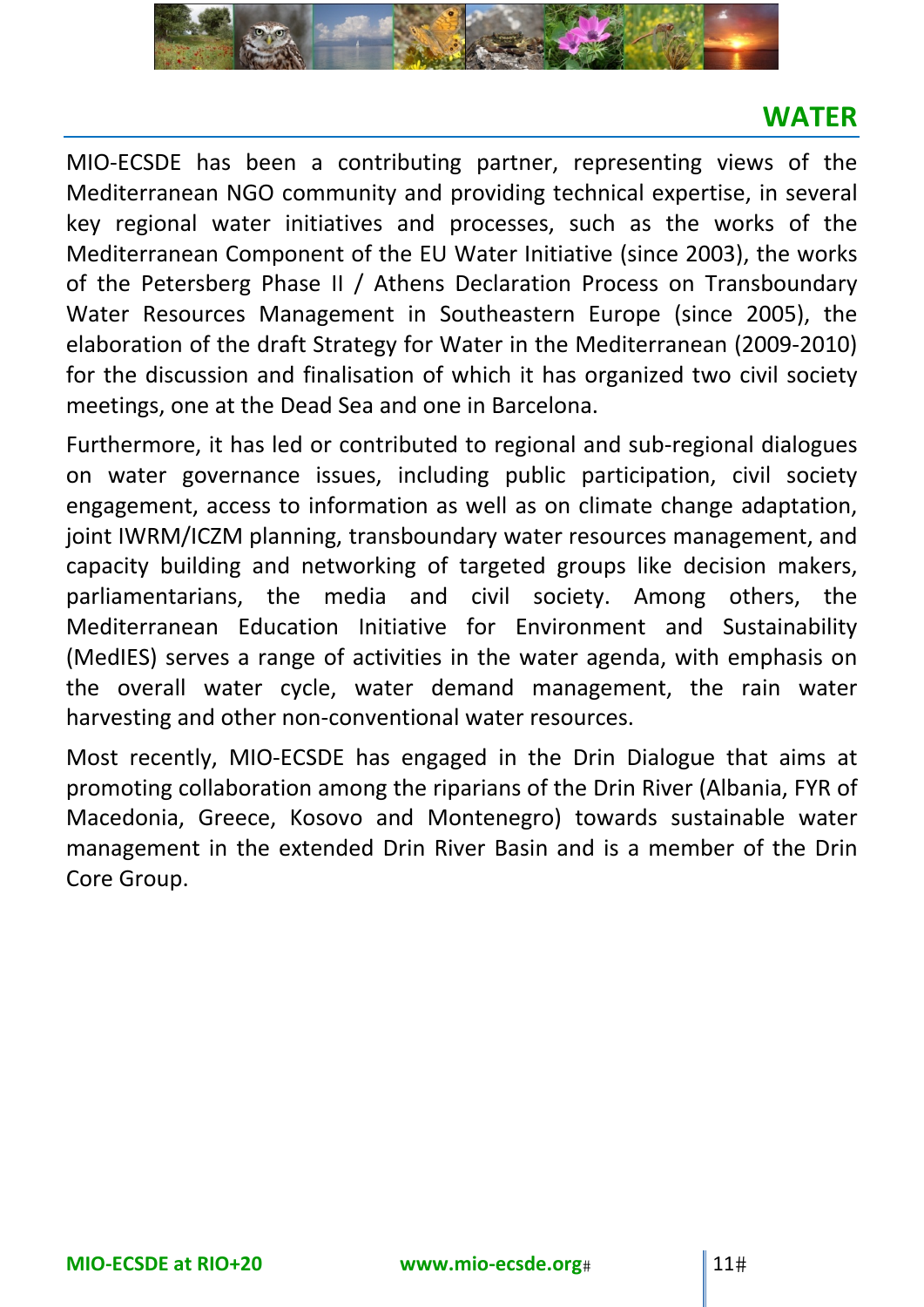## WATER

MIO-ECSDE has been a contributing partner, representing views of the Mediterranean NGO community and providing technical expertise, in several key regional water initiatives and processes, such as the works of the Mediterranean Component of the EU Water Initiative (since 2003), the works of the Petersberg Phase II / Athens Declaration Process on Transboundary Water Resources Management in Southeastern Europe (since 2005), the elaboration of the draft Strategy for Water in the Mediterranean (2009-2010) for the discussion and finalisation of which it has organized two civil society meetings, one at the Dead Sea and one in Barcelona.

Furthermore, it has led or contributed to regional and sub-regional dialogues on water governance issues, including public participation, civil society engagement, access to information as well as on climate change adaptation, joint IWRM/ICZM planning, transboundary water resources management, and capacity building and networking of targeted groups like decision makers, parliamentarians, the media and civil society. Among others, the Mediterranean Education Initiative for Environment and Sustainability (MedIES) serves a range of activities in the water agenda, with emphasis on the overall water cycle, water demand management, the rain water harvesting and other non-conventional water resources.

Most recently, MIO-ECSDE has engaged in the Drin Dialogue that aims at promoting collaboration among the riparians of the Drin River (Albania, FYR of Macedonia, Greece, Kosovo and Montenegro) towards sustainable water management in the extended Drin River Basin and is a member of the Drin Core Group.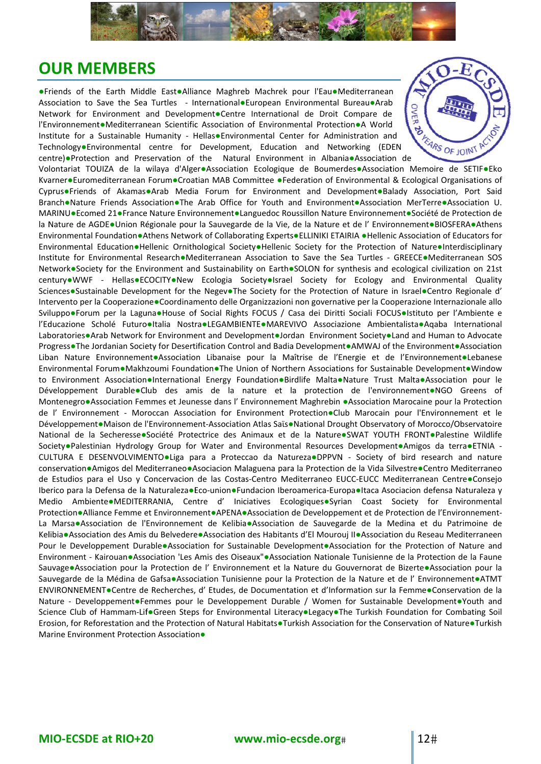## OUR MEMBERS

●Friends of the Earth Middle East●Alliance Maghreb Machrek pour l'Eau●Mediterranean Association to Save the Sea Turtles - International●European Environmental Bureau●Arab Network for Environment and Development●Centre International de Droit Compare de l'Environnement●Mediterranean Scientific Association of Environmental Protection●A World Institute for a Sustainable Humanity - Hellas●Environmental Center for Administration and Technology●Environmental centre for Development, Education and Networking (EDEN centre)●Protection and Preservation of the Natural Environment in Albania●Association de Volontariat TOUIZA de la wilaya d'Alger●Association Ecologique de Boumerdes●Association Memoire de SETIF●Eko Kvarner●Euromediterranean Forum●Croatian MAB Committee ●Federation of Environmental & Ecological Organisations of Cyprus●Friends of Akamas●Arab Media Forum for Environment and Development●Balady Association, Port Said Branch●Nature Friends Association●The Arab Office for Youth and Environment●Association MerTerre●Association U. MARINU●Ecomed 21●France Nature Environnement●Languedoc Roussillon Nature Environnement●Société de Protection de la Nature de AGDE●Union Régionale pour la Sauvegarde de la Vie, de la Nature et de l' Environnement●BIOSFERA●Athens Environmental Foundation●Athens Network of Collaborating Experts●ELLINIKI ETAIRIA ●Hellenic Association of Educators for Environmental Education●Hellenic Ornithological Society●Hellenic Society for the Protection of Nature●Interdisciplinary Institute for Environmental Research●Mediterranean Association to Save the Sea Turtles - GREECE●Mediterranean SOS Network●Society for the Environment and Sustainability on Earth●SOLON for synthesis and ecological civilization on 21st century●WWF - Hellas●ECOCITY●New Ecologia Society●Israel Society for Ecology and Environmental Quality Sciences●Sustainable Development for the Negev●The Society for the Protection of Nature in Israel●Centro Regionale d' Intervento per la Cooperazione●Coordinamento delle Organizzazioni non governative per la Cooperazione Internazionale allo Sviluppo●Forum per la Laguna●House of Social Rights FOCUS / Casa dei Diritti Sociali FOCUS●Istituto per l'Ambiente e l'Educazione Scholé Futuro●Italia Nostra●LEGAMBIENTE●MAREVIVO Associazione Ambientalista●Aqaba International Laboratories●Arab Network for Environment and Development●Jordan Environment Society●Land and Human to Advocate Progress●The Jordanian Society for Desertification Control and Badia Development●AMWAJ of the Environment●Association Liban Nature Environnement●Association Libanaise pour la Maîtrise de l'Energie et de l'Environnement●Lebanese Environmental Forum●Makhzoumi Foundation●The Union of Northern Associations for Sustainable Development●Window to Environment Association●International Energy Foundation●Birdlife Malta●Nature Trust Malta●Association pour le Développement Durable●Club des amis de la nature et la protection de l'environnement●NGO Greens of Montenegro●Association Femmes et Jeunesse dans l' Environnement Maghrebin ●Association Marocaine pour la Protection de l' Environnement - Moroccan Association for Environment Protection●Club Marocain pour l'Environnement et le Développement●Maison de l'Environnement-Association Atlas Saïs●National Drought Observatory of Morocco/Observatoire National de la Secheresse●Société Protectrice des Animaux et de la Nature●SWAT YOUTH FRONT●Palestine Wildlife Society●Palestinian Hydrology Group for Water and Environmental Resources Development●Amigos da terra●ETNIA - CULTURA E DESENVOLVIMENTO●Liga para a Proteccao da Natureza●DPPVN - Society of bird research and nature conservation●Amigos del Mediterraneo●Asociacion Malaguena para la Protection de la Vida Silvestre●Centro Mediterraneo de Estudios para el Uso y Concervacion de las Costas-Centro Mediterraneo EUCC-EUCC Mediterranean Centre●Consejo Iberico para la Defensa de la Naturaleza●Eco-union●Fundacion Iberoamerica-Europa●Itaca Asociacion defensa Naturaleza y Medio Ambiente●MEDITERRANIA, Centre d' Iniciatives Ecologiques●Syrian Coast Society for Environmental Protection●Alliance Femme et Environnement●APENA●Association de Developpement et de Protection de l'Environnement-La Marsa●Association de l'Environnement de Kelibia●Association de Sauvegarde de la Medina et du Patrimoine de Kelibia●Association des Amis du Belvedere●Association des Habitants d'El Mourouj II●Association du Reseau Mediterraneen Pour le Developpement Durable●Association for Sustainable Development●Association for the Protection of Nature and Environment - Kairouan●Association 'Les Amis des Oiseaux"●Association Nationale Tunisienne de la Protection de la Faune Sauvage●Association pour la Protection de l' Environnement et la Nature du Gouvernorat de Bizerte●Association pour la Sauvegarde de la Médina de Gafsa●Association Tunisienne pour la Protection de la Nature et de l' Environnement●ATMT ENVIRONNEMENT●Centre de Recherches, d' Etudes, de Documentation et d'Information sur la Femme●Conservation de la Nature - Developpement●Femmes pour le Developpement Durable / Women for Sustainable Development●Youth and Science Club of Hammam-Lif●Green Steps for Environmental Literacy●Legacy●The Turkish Foundation for Combating Soil Erosion, for Reforestation and the Protection of Natural Habitats●Turkish Association for the Conservation of Nature●Turkish Marine Environment Protection Association●